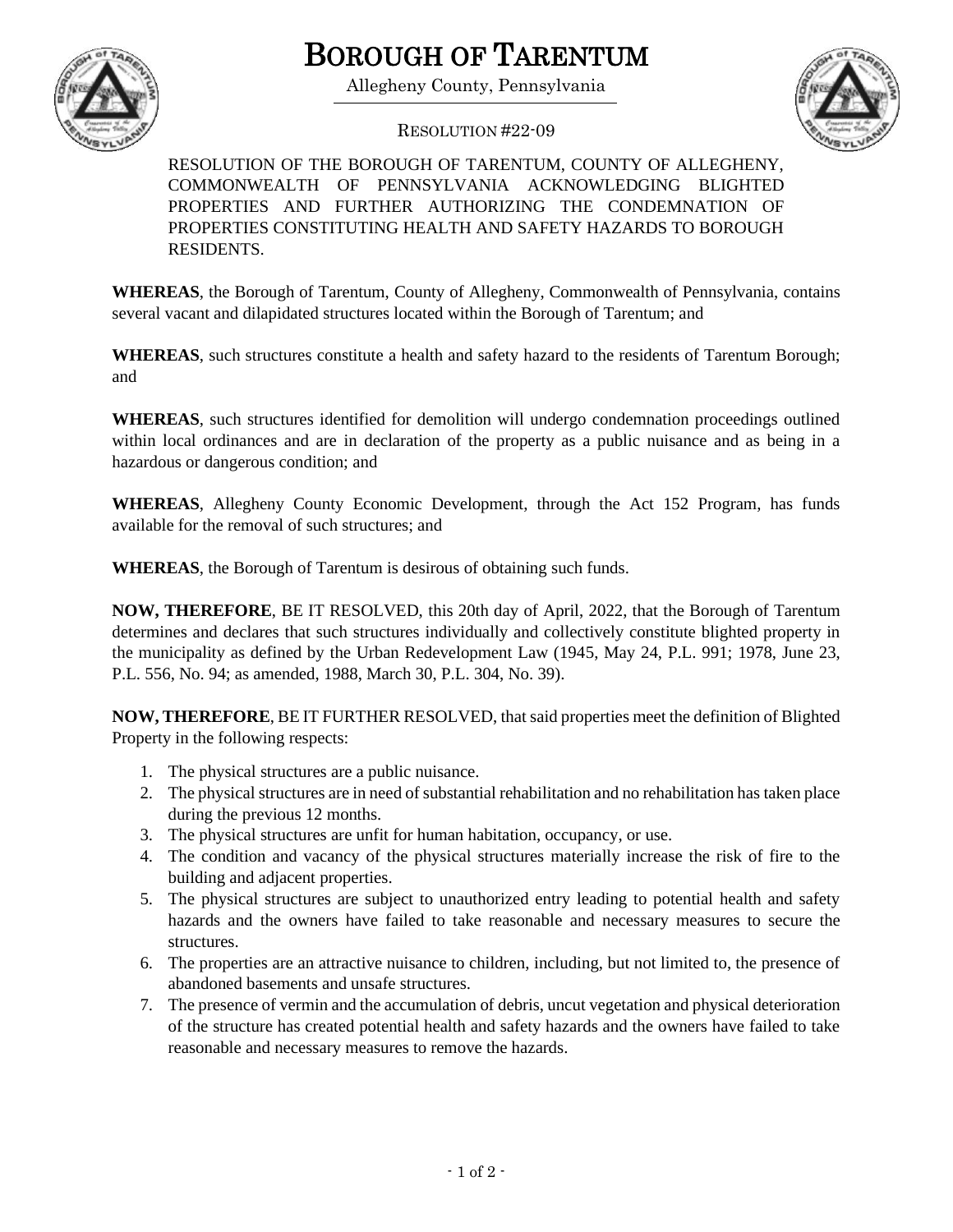# BOROUGH OF TARENTUM

Allegheny County, Pennsylvania

RESOLUTION #22-09

RESOLUTION OF THE BOROUGH OF TARENTUM, COUNTY OF ALLEGHENY, COMMONWEALTH OF PENNSYLVANIA ACKNOWLEDGING BLIGHTED PROPERTIES AND FURTHER AUTHORIZING THE CONDEMNATION OF PROPERTIES CONSTITUTING HEALTH AND SAFETY HAZARDS TO BOROUGH RESIDENTS.

**WHEREAS**, the Borough of Tarentum, County of Allegheny, Commonwealth of Pennsylvania, contains several vacant and dilapidated structures located within the Borough of Tarentum; and

**WHEREAS**, such structures constitute a health and safety hazard to the residents of Tarentum Borough; and

**WHEREAS**, such structures identified for demolition will undergo condemnation proceedings outlined within local ordinances and are in declaration of the property as a public nuisance and as being in a hazardous or dangerous condition; and

**WHEREAS**, Allegheny County Economic Development, through the Act 152 Program, has funds available for the removal of such structures; and

**WHEREAS**, the Borough of Tarentum is desirous of obtaining such funds.

**NOW, THEREFORE**, BE IT RESOLVED, this 20th day of April, 2022, that the Borough of Tarentum determines and declares that such structures individually and collectively constitute blighted property in the municipality as defined by the Urban Redevelopment Law (1945, May 24, P.L. 991; 1978, June 23, P.L. 556, No. 94; as amended, 1988, March 30, P.L. 304, No. 39).

**NOW, THEREFORE**, BE IT FURTHER RESOLVED, that said properties meet the definition of Blighted Property in the following respects:

1. The physical structures are a public nuisance.
2. The physical structures are in need of substantial rehabilitation and no rehabilitation has taken place during the previous 12 months.
3. The physical structures are unfit for human habitation, occupancy, or use.
4. The condition and vacancy of the physical structures materially increase the risk of fire to the building and adjacent properties.
5. The physical structures are subject to unauthorized entry leading to potential health and safety hazards and the owners have failed to take reasonable and necessary measures to secure the structures.
6. The properties are an attractive nuisance to children, including, but not limited to, the presence of abandoned basements and unsafe structures.
7. The presence of vermin and the accumulation of debris, uncut vegetation and physical deterioration of the structure has created potential health and safety hazards and the owners have failed to take reasonable and necessary measures to remove the hazards.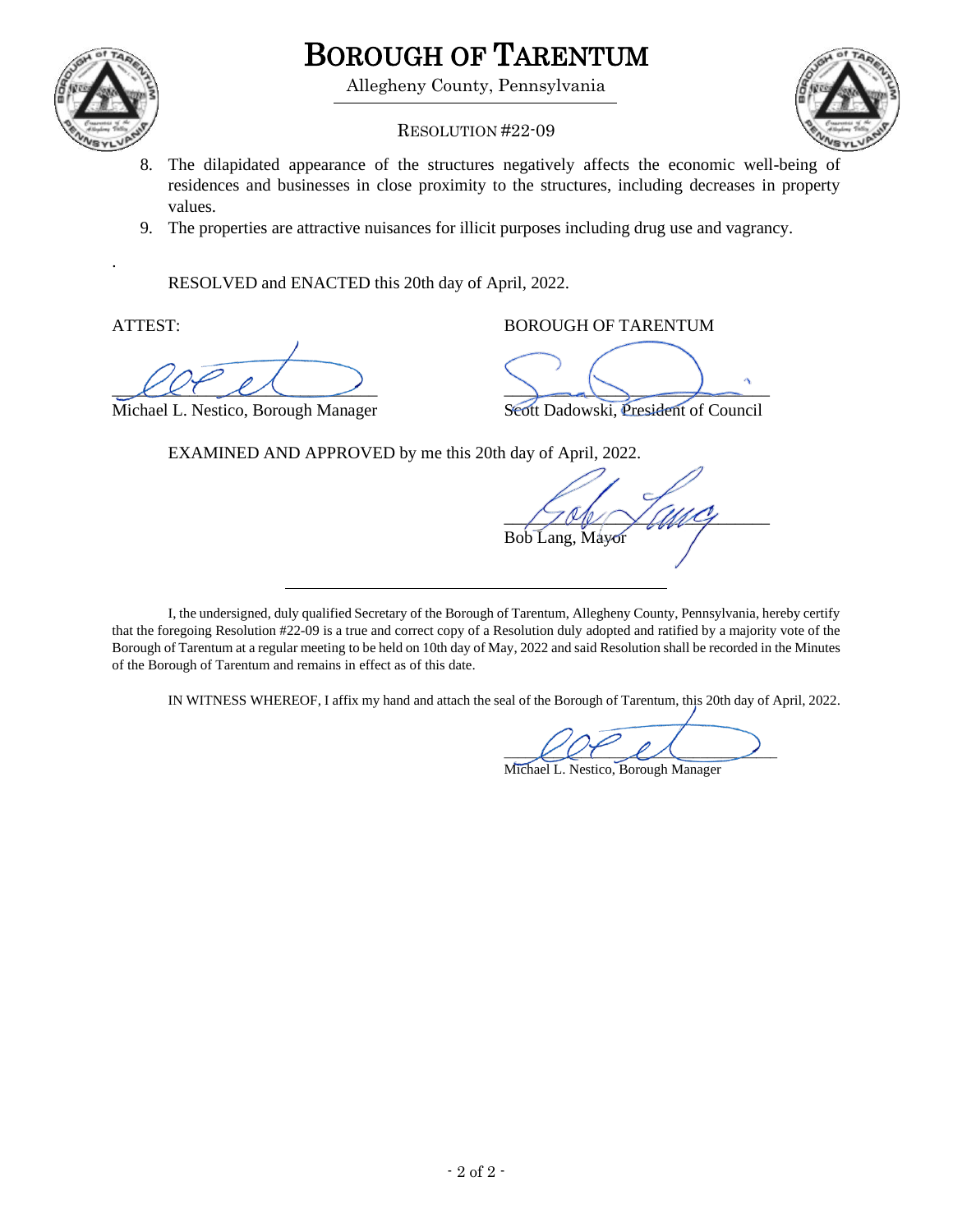# BOROUGH OF TARENTUM

Allegheny County, Pennsylvania

RESOLUTION #22-09

8. The dilapidated appearance of the structures negatively affects the economic well-being of residences and businesses in close proximity to the structures, including decreases in property values.
9. The properties are attractive nuisances for illicit purposes including drug use and vagrancy.

.

RESOLVED and ENACTED this 20th day of April, 2022.

ATTEST:

Michael L. Nestico, Borough Manager

BOROUGH OF TARENTUM

Scott Dadowski, President of Council

EXAMINED AND APPROVED by me this 20th day of April, 2022.

Bob Lang, Mayor

---

I, the undersigned, duly qualified Secretary of the Borough of Tarentum, Allegheny County, Pennsylvania, hereby certify that the foregoing Resolution #22-09 is a true and correct copy of a Resolution duly adopted and ratified by a majority vote of the Borough of Tarentum at a regular meeting to be held on 10th day of May, 2022 and said Resolution shall be recorded in the Minutes of the Borough of Tarentum and remains in effect as of this date.

IN WITNESS WHEREOF, I affix my hand and attach the seal of the Borough of Tarentum, this 20th day of April, 2022.

Michael L. Nestico, Borough Manager